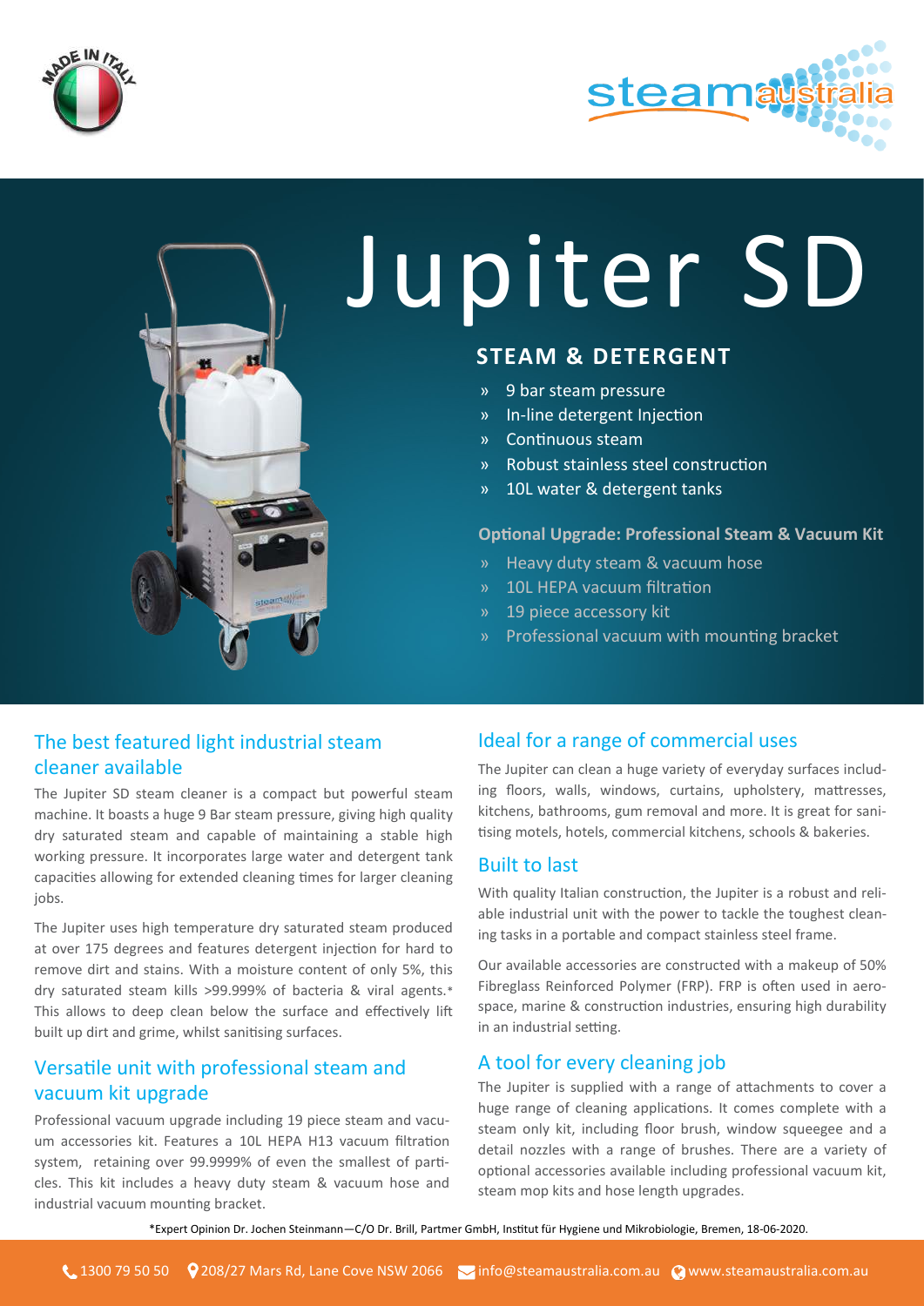# Jupiter SD

## STEAM & DETERGENT

- 9 bar steam pressure
- In-line detergent Injection
- Continuous steam
- Robust stainless steel construction
- 10L water & detergent tanks

**Optional Upgrade: Professional Steam & Vacuum Kit**

- Heavy duty steam & vacuum hose
- 10L HEPA vacuum filtration
- 19 piece accessory kit
- Professional vacuum with mounting bracket

### The best featured light industrial steam cleaner available

The Jupiter SD steam cleaner is a compact but powerful steam machine. It boasts a huge 9 Bar steam pressure, giving high quality dry saturated steam and capable of maintaining a stable high working pressure. It incorporates large water and detergent tank capacities allowing for extended cleaning times for larger cleaning jobs.

The Jupiter uses high temperature dry saturated steam produced at over 175 degrees and features detergent injection for hard to remove dirt and stains. With a moisture content of only 5%, this dry saturated steam kills >99.999% of bacteria & viral agents.* This allows to deep clean below the surface and effectively lift built up dirt and grime, whilst sanitising surfaces.

### Versatile unit with professional steam and vacuum kit upgrade

Professional vacuum upgrade including 19 piece steam and vacuum accessories kit. Features a 10L HEPA H13 vacuum filtration system, retaining over 99.9999% of even the smallest of particles. This kit includes a heavy duty steam & vacuum hose and industrial vacuum mounting bracket.

### Ideal for a range of commercial uses

The Jupiter can clean a huge variety of everyday surfaces including floors, walls, windows, curtains, upholstery, mattresses, kitchens, bathrooms, gum removal and more. It is great for sanitising motels, hotels, commercial kitchens, schools & bakeries.

### Built to last

With quality Italian construction, the Jupiter is a robust and reliable industrial unit with the power to tackle the toughest cleaning tasks in a portable and compact stainless steel frame.

Our available accessories are constructed with a makeup of 50% Fibreglass Reinforced Polymer (FRP). FRP is often used in aerospace, marine & construction industries, ensuring high durability in an industrial setting.

### A tool for every cleaning job

The Jupiter is supplied with a range of attachments to cover a huge range of cleaning applications. It comes complete with a steam only kit, including floor brush, window squeegee and a detail nozzles with a range of brushes. There are a variety of optional accessories available including professional vacuum kit, steam mop kits and hose length upgrades.

*Expert Opinion Dr. Jochen Steinmann—C/O Dr. Brill, Partmer GmbH, Institut für Hygiene und Mikrobiologie, Bremen, 18-06-2020.

1300 79 50 50 | 208/27 Mars Rd, Lane Cove NSW 2066 | info@steamaustralia.com.au | www.steamaustralia.com.au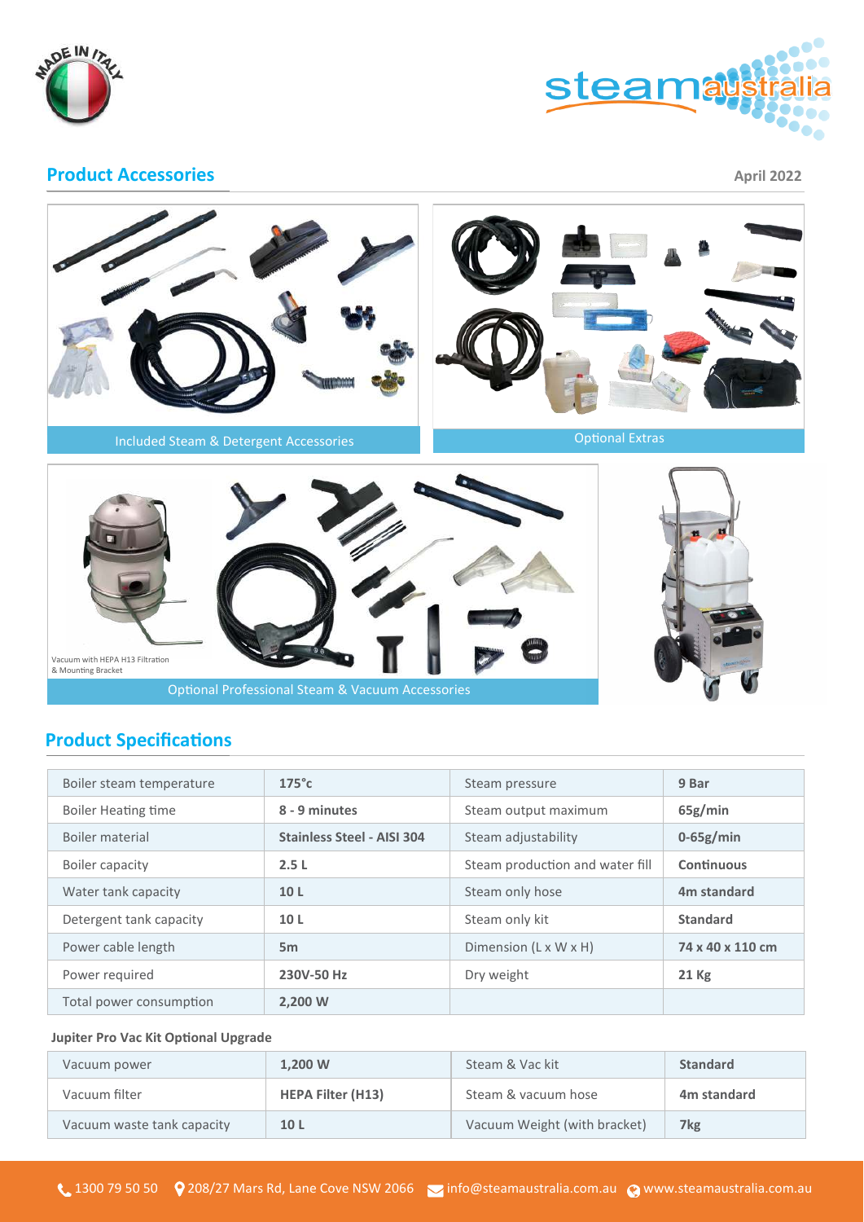## Product Accessories

April 2022

Included Steam & Detergent Accessories

Optional Extras

Vacuum with HEPA H13 Filtration & Mounting Bracket

Optional Professional Steam & Vacuum Accessories

## Product Specifications

| | | | |
|---|---|---|---|
| Boiler steam temperature | **175°c** | Steam pressure | **9 Bar** |
| Boiler Heating time | **8 - 9 minutes** | Steam output maximum | **65g/min** |
| Boiler material | **Stainless Steel - AISI 304** | Steam adjustability | **0-65g/min** |
| Boiler capacity | **2.5 L** | Steam production and water fill | **Continuous** |
| Water tank capacity | **10 L** | Steam only hose | **4m standard** |
| Detergent tank capacity | **10 L** | Steam only kit | **Standard** |
| Power cable length | **5m** | Dimension (L x W x H) | **74 x 40 x 110 cm** |
| Power required | **230V-50 Hz** | Dry weight | **21 Kg** |
| Total power consumption | **2,200 W** | | |

**Jupiter Pro Vac Kit Optional Upgrade**

| | | | |
|---|---|---|---|
| Vacuum power | **1,200 W** | Steam & Vac kit | **Standard** |
| Vacuum filter | **HEPA Filter (H13)** | Steam & vacuum hose | **4m standard** |
| Vacuum waste tank capacity | **10 L** | Vacuum Weight (with bracket) | **7kg** |

1300 79 50 50 208/27 Mars Rd, Lane Cove NSW 2066 info@steamaustralia.com.au www.steamaustralia.com.au